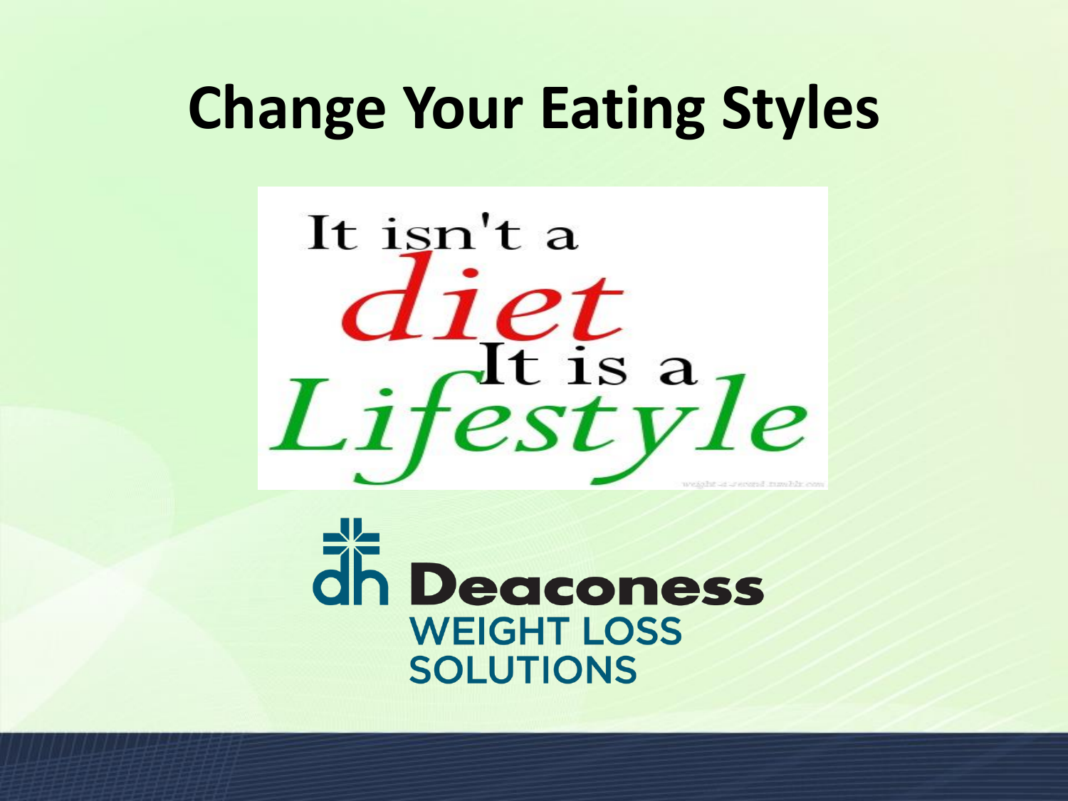# Change Your Eating Styles

It isn't a *diet* It is a *Lifestyle*

Deaconess WEIGHT LOSS SOLUTIONS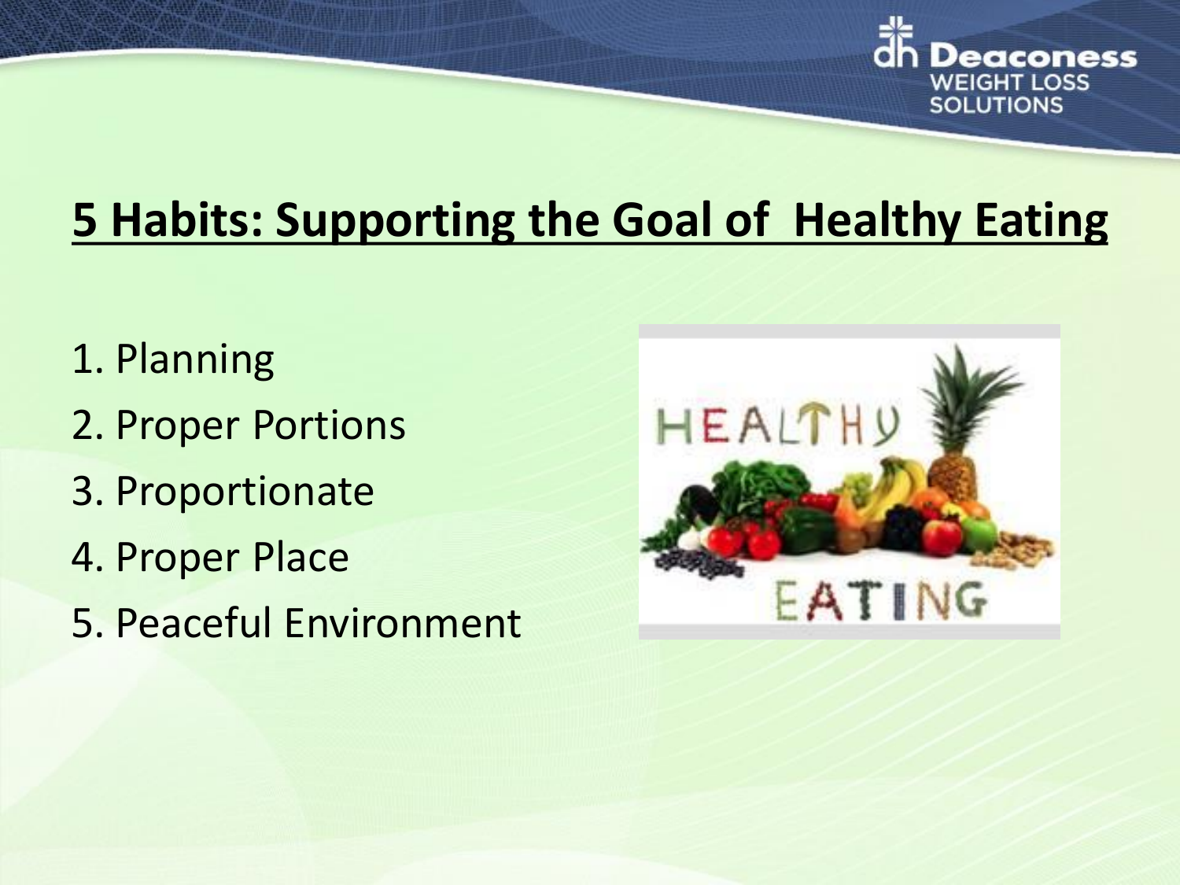## 5 Habits: Supporting the Goal of Healthy Eating

1. Planning
2. Proper Portions
3. Proportionate
4. Proper Place
5. Peaceful Environment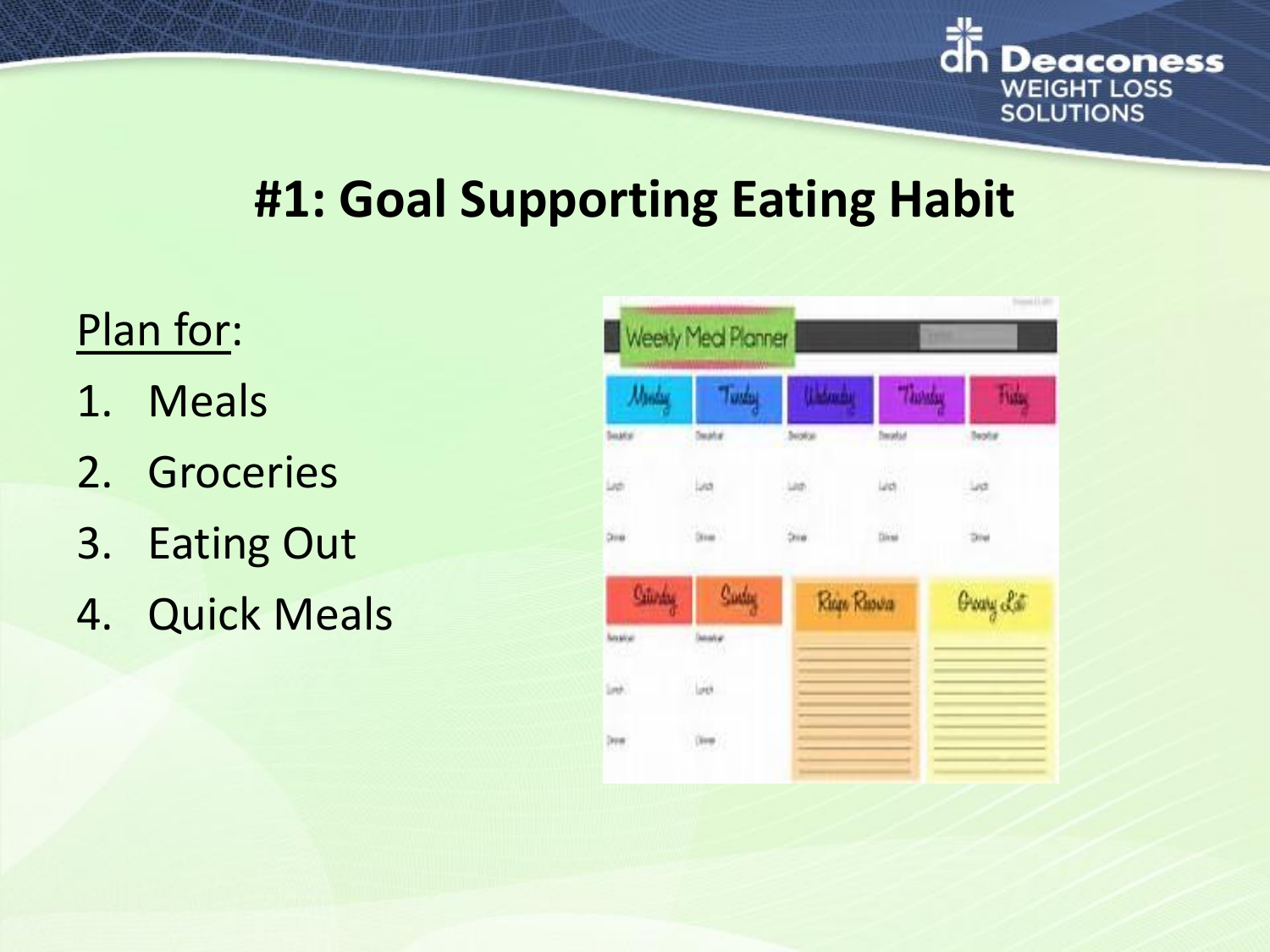# #1: Goal Supporting Eating Habit

Plan for:

1. Meals
2. Groceries
3. Eating Out
4. Quick Meals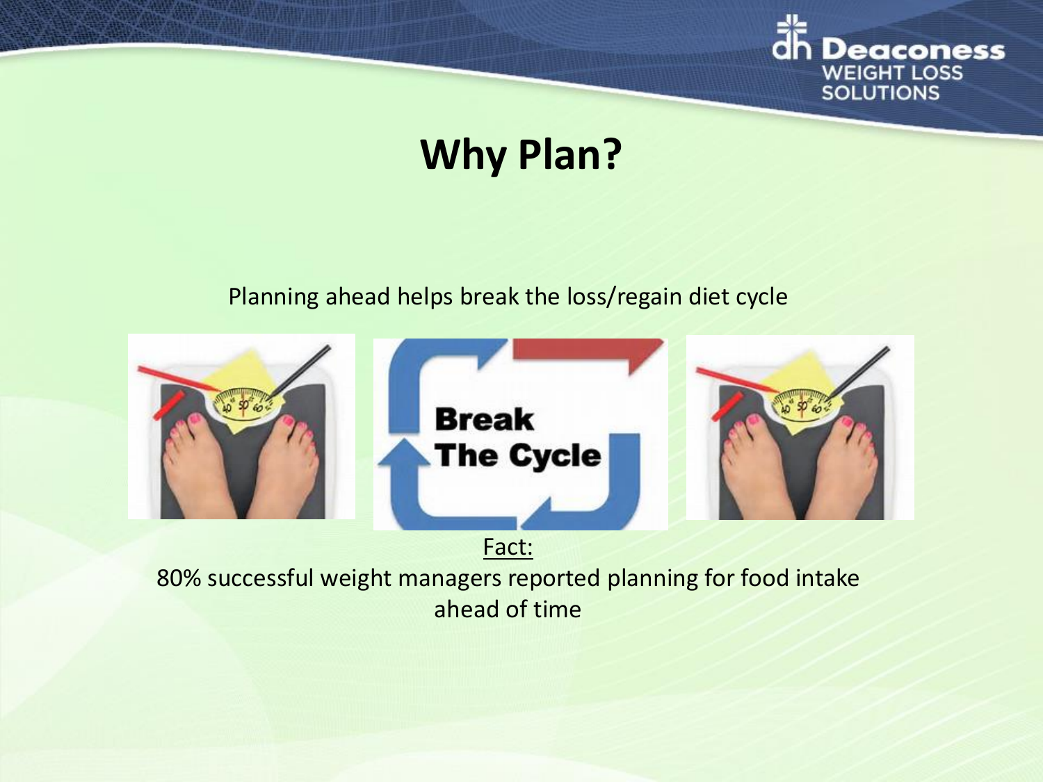# Why Plan?

Planning ahead helps break the loss/regain diet cycle

Fact:

80% successful weight managers reported planning for food intake ahead of time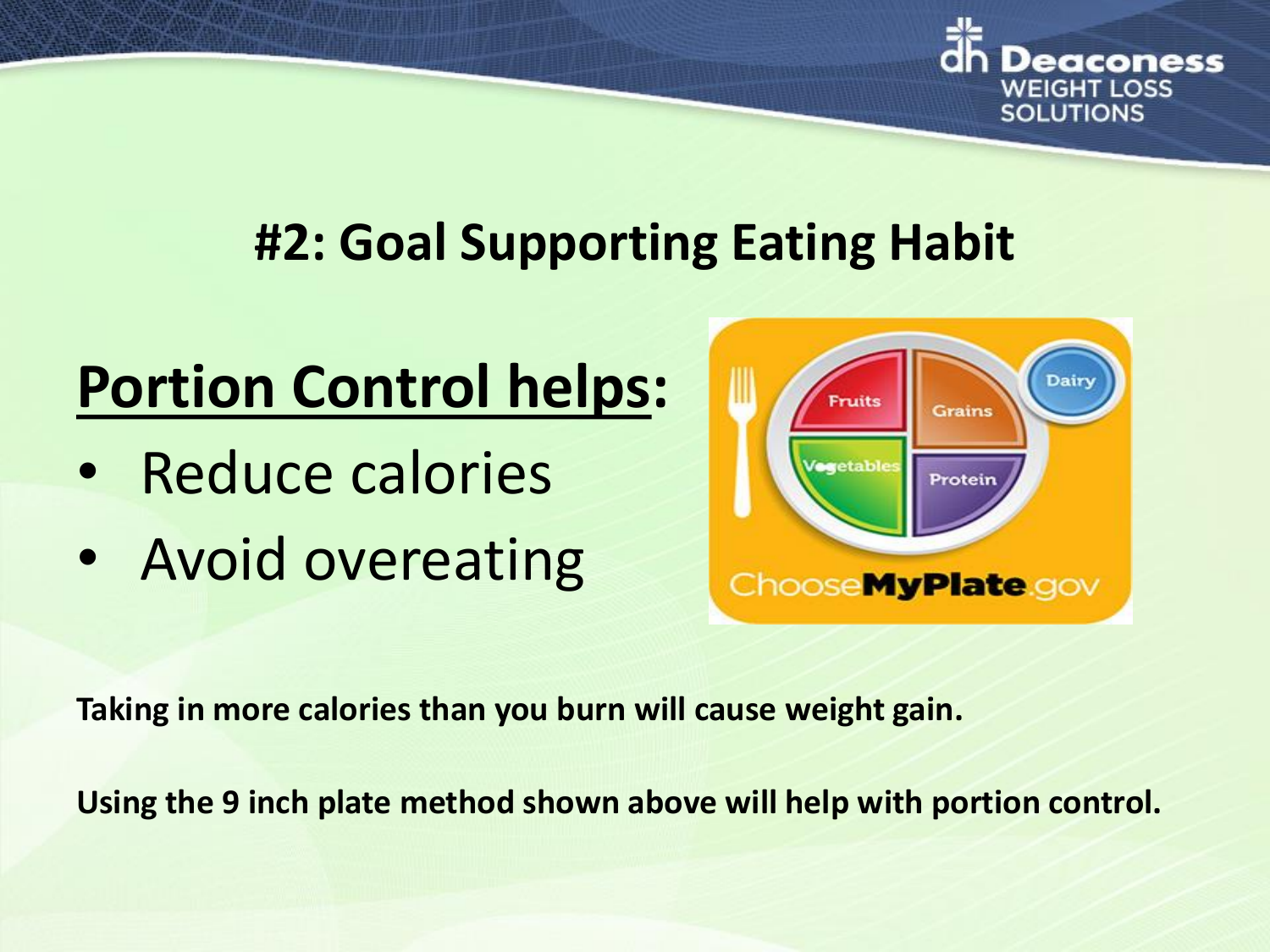## #2: Goal Supporting Eating Habit

**Portion Control helps:**

- Reduce calories
- Avoid overeating

**Taking in more calories than you burn will cause weight gain.**

**Using the 9 inch plate method shown above will help with portion control.**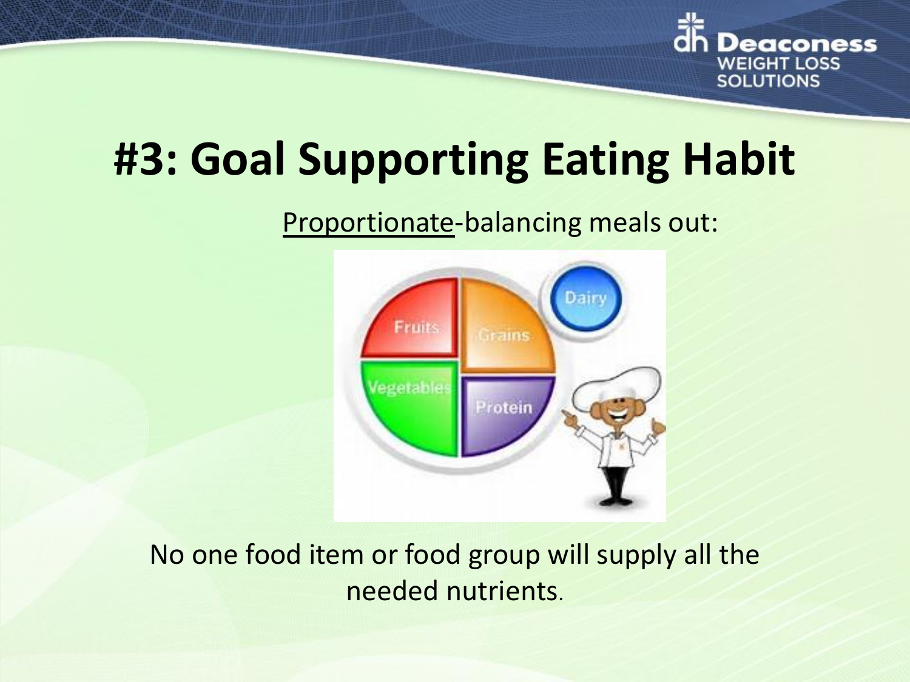# #3: Goal Supporting Eating Habit

<u>Proportionate</u>-balancing meals out:

No one food item or food group will supply all the needed nutrients.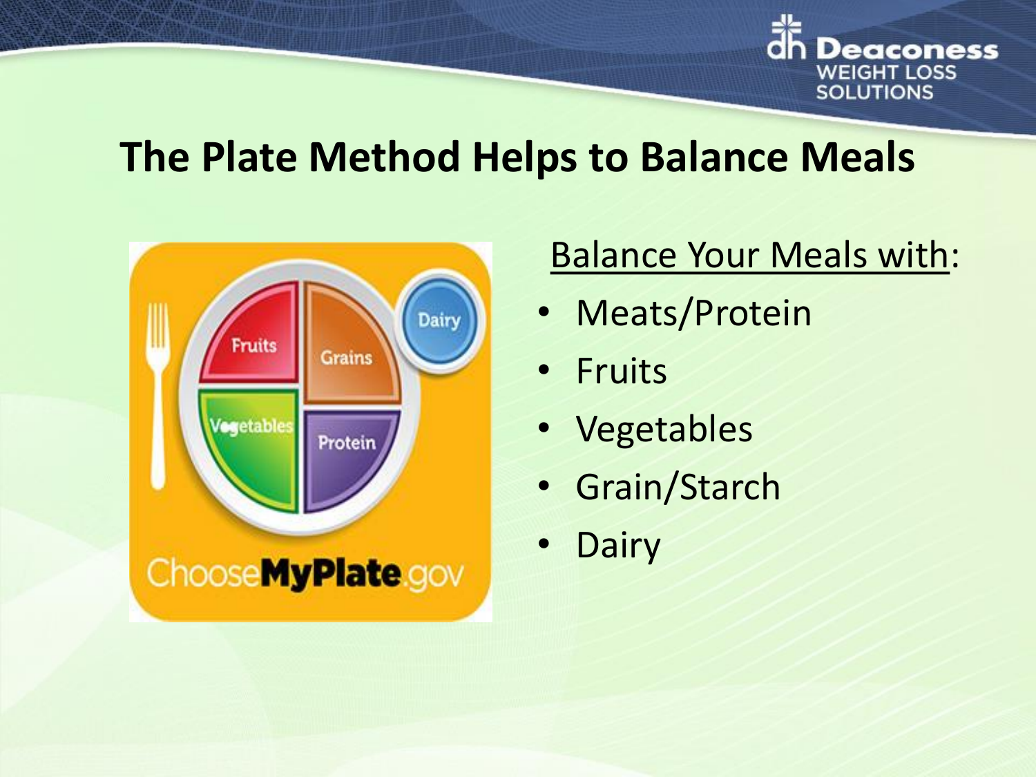# The Plate Method Helps to Balance Meals

<u>Balance Your Meals with</u>:

- Meats/Protein
- Fruits
- Vegetables
- Grain/Starch
- Dairy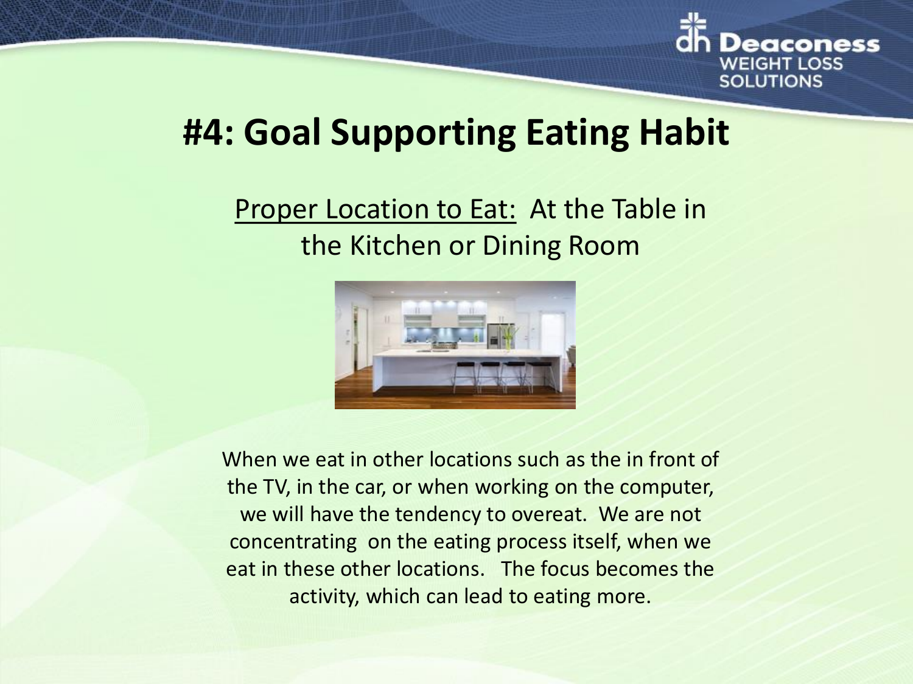# #4: Goal Supporting Eating Habit

<u>Proper Location to Eat:</u> At the Table in the Kitchen or Dining Room

When we eat in other locations such as the in front of the TV, in the car, or when working on the computer, we will have the tendency to overeat. We are not concentrating on the eating process itself, when we eat in these other locations. The focus becomes the activity, which can lead to eating more.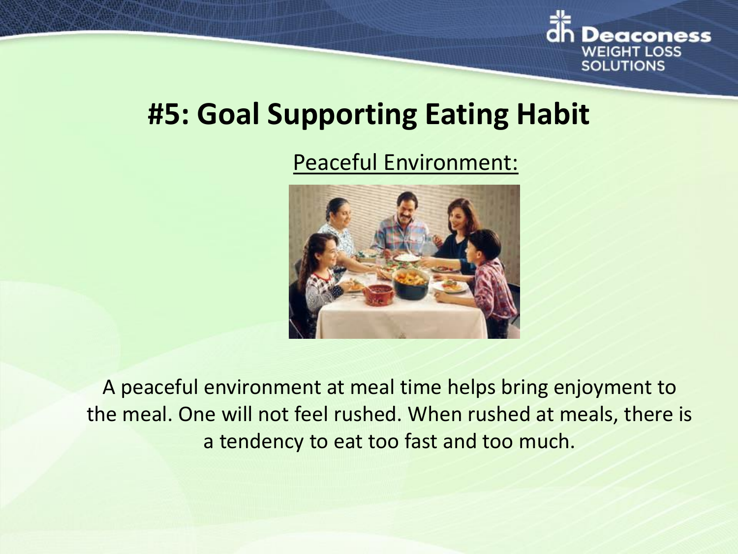# #5: Goal Supporting Eating Habit

Peaceful Environment:

A peaceful environment at meal time helps bring enjoyment to the meal. One will not feel rushed. When rushed at meals, there is a tendency to eat too fast and too much.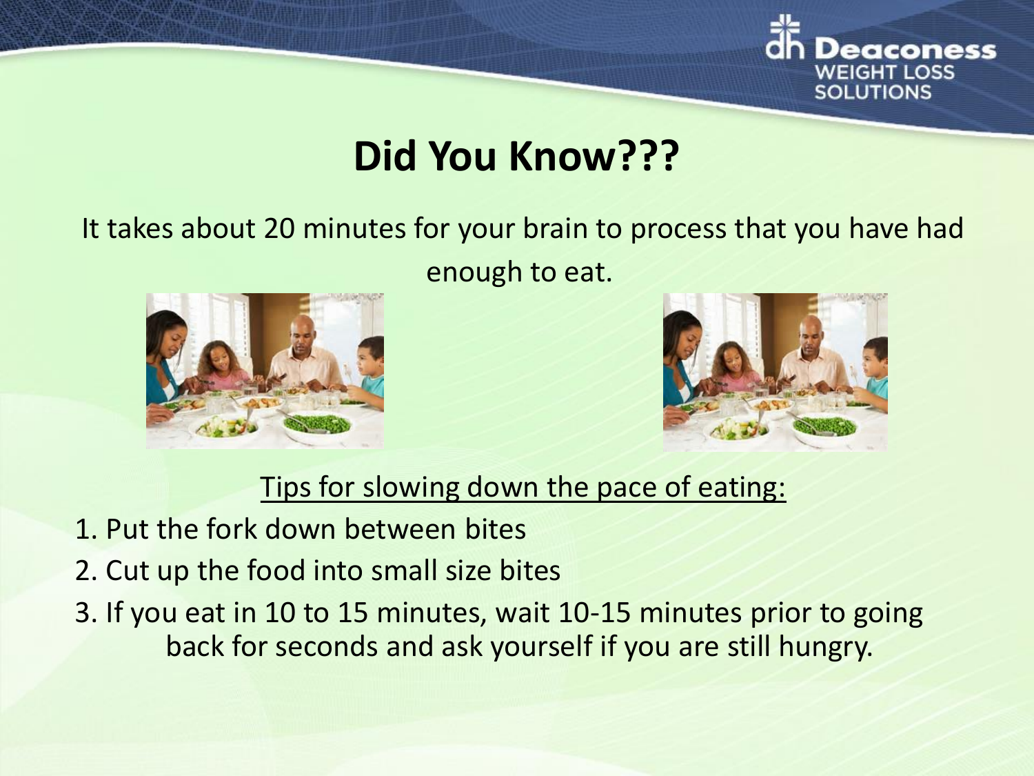# Did You Know???

It takes about 20 minutes for your brain to process that you have had enough to eat.

Tips for slowing down the pace of eating:

1. Put the fork down between bites
2. Cut up the food into small size bites
3. If you eat in 10 to 15 minutes, wait 10-15 minutes prior to going back for seconds and ask yourself if you are still hungry.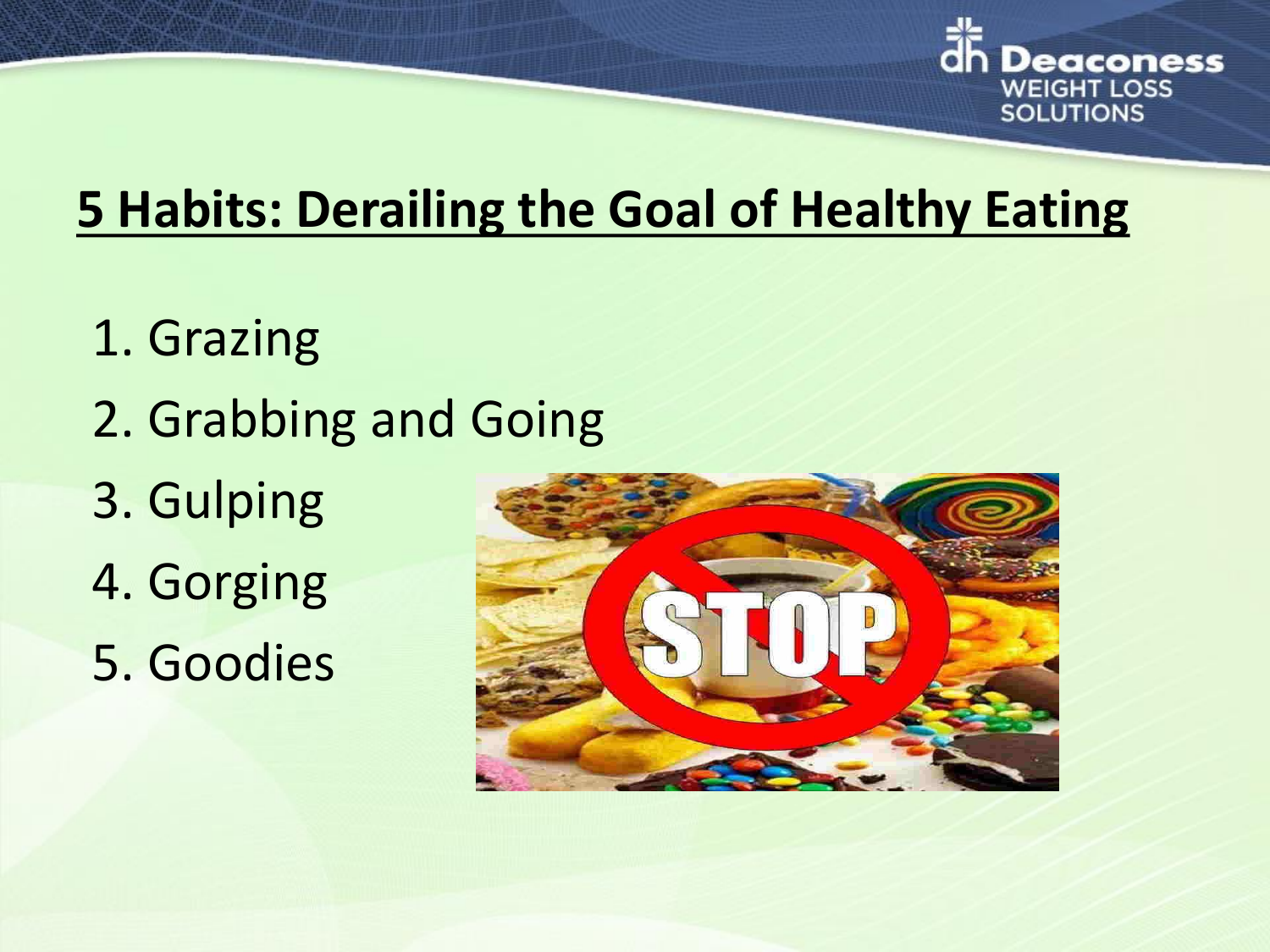## 5 Habits: Derailing the Goal of Healthy Eating

1. Grazing
2. Grabbing and Going
3. Gulping
4. Gorging
5. Goodies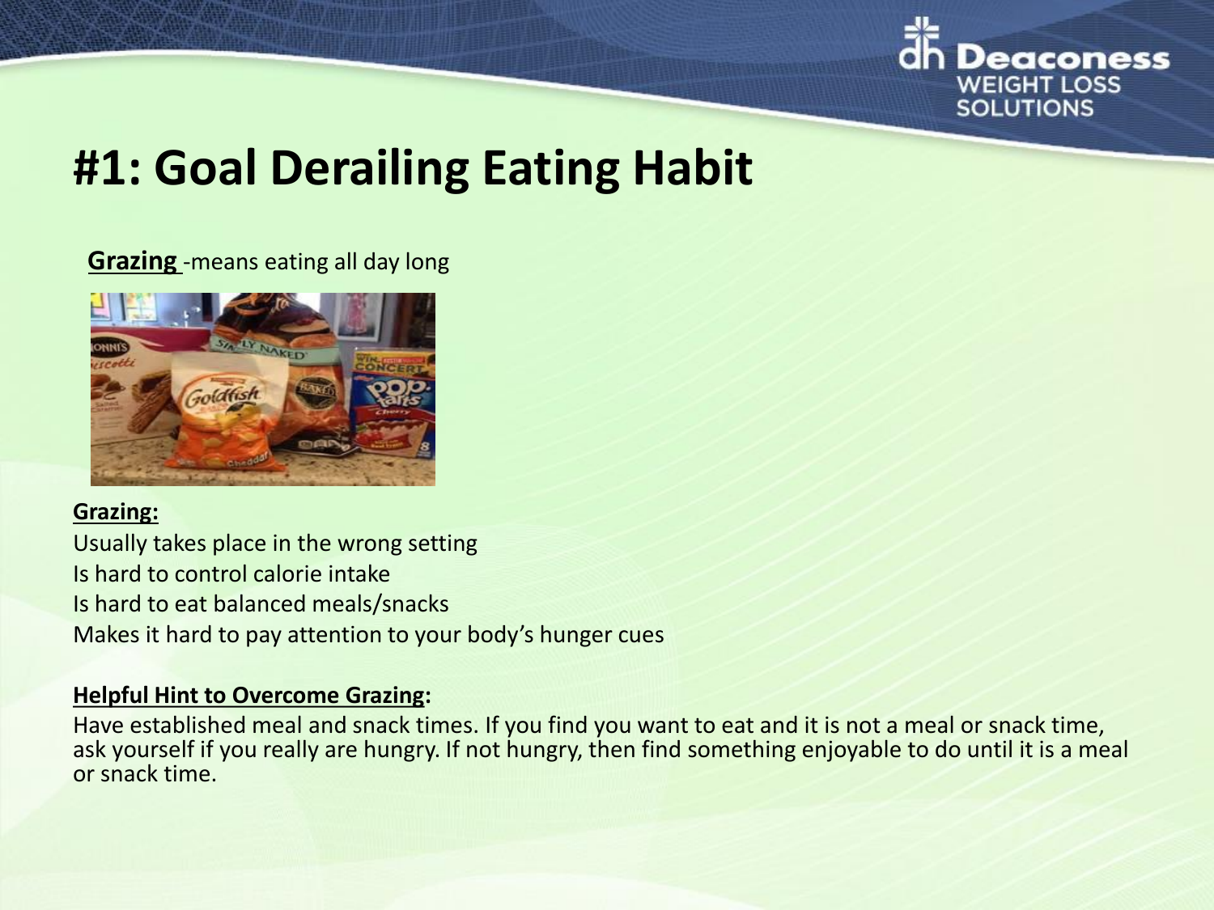# #1: Goal Derailing Eating Habit

**Grazing** -means eating all day long

**Grazing:**

Usually takes place in the wrong setting
Is hard to control calorie intake
Is hard to eat balanced meals/snacks
Makes it hard to pay attention to your body's hunger cues

**Helpful Hint to Overcome Grazing:**

Have established meal and snack times. If you find you want to eat and it is not a meal or snack time, ask yourself if you really are hungry. If not hungry, then find something enjoyable to do until it is a meal or snack time.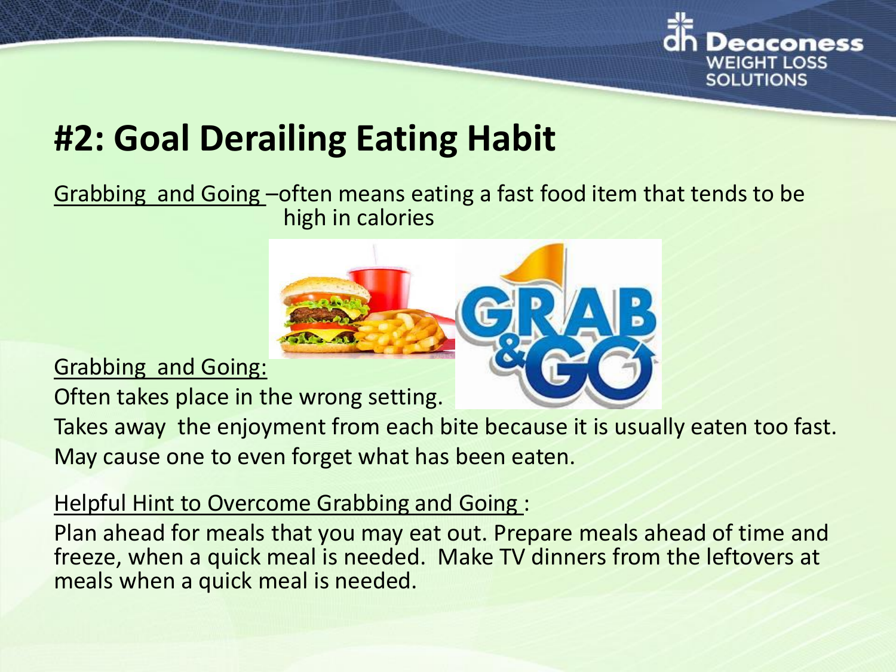# #2: Goal Derailing Eating Habit

Grabbing and Going –often means eating a fast food item that tends to be high in calories

Grabbing and Going:

Often takes place in the wrong setting.

Takes away the enjoyment from each bite because it is usually eaten too fast.

May cause one to even forget what has been eaten.

Helpful Hint to Overcome Grabbing and Going :

Plan ahead for meals that you may eat out. Prepare meals ahead of time and freeze, when a quick meal is needed. Make TV dinners from the leftovers at meals when a quick meal is needed.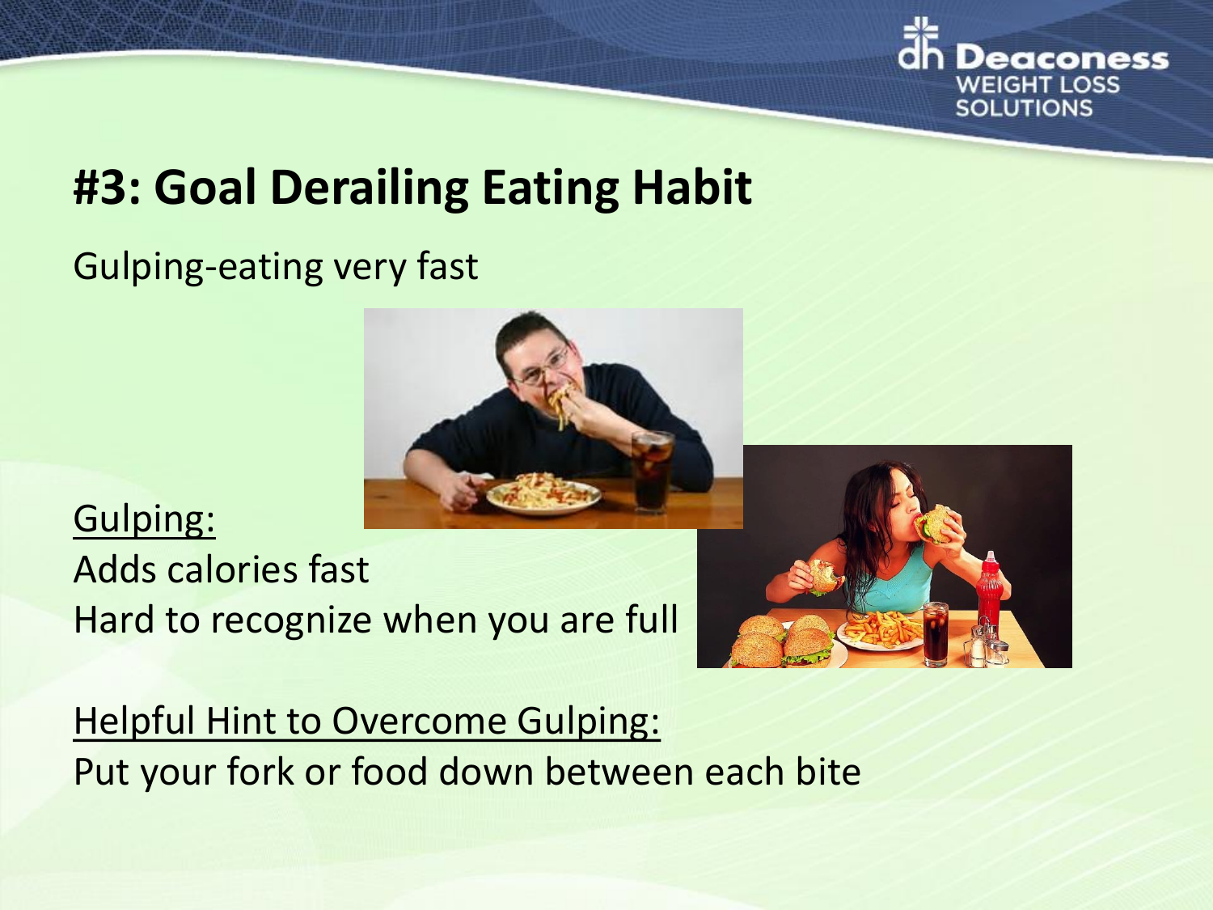# #3: Goal Derailing Eating Habit

Gulping-eating very fast

Gulping:
Adds calories fast
Hard to recognize when you are full

Helpful Hint to Overcome Gulping:
Put your fork or food down between each bite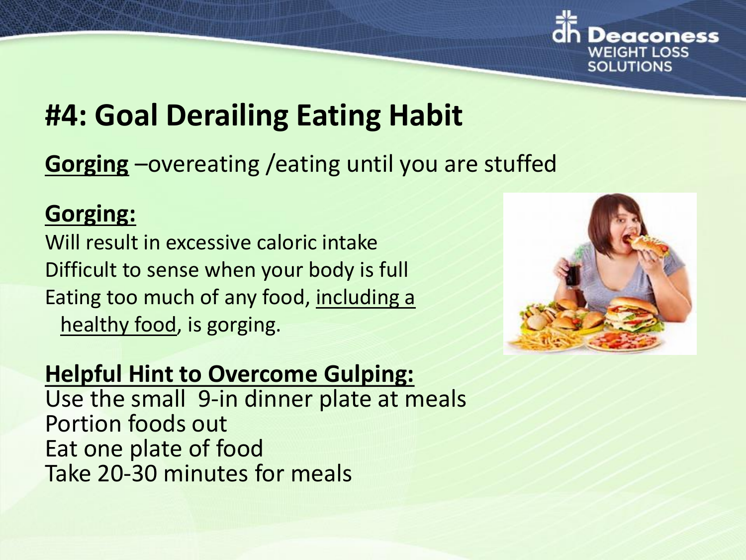# #4: Goal Derailing Eating Habit

**Gorging** –overeating /eating until you are stuffed

**Gorging:**

Will result in excessive caloric intake
Difficult to sense when your body is full
Eating too much of any food, including a healthy food, is gorging.

**Helpful Hint to Overcome Gulping:**

Use the small 9-in dinner plate at meals
Portion foods out
Eat one plate of food
Take 20-30 minutes for meals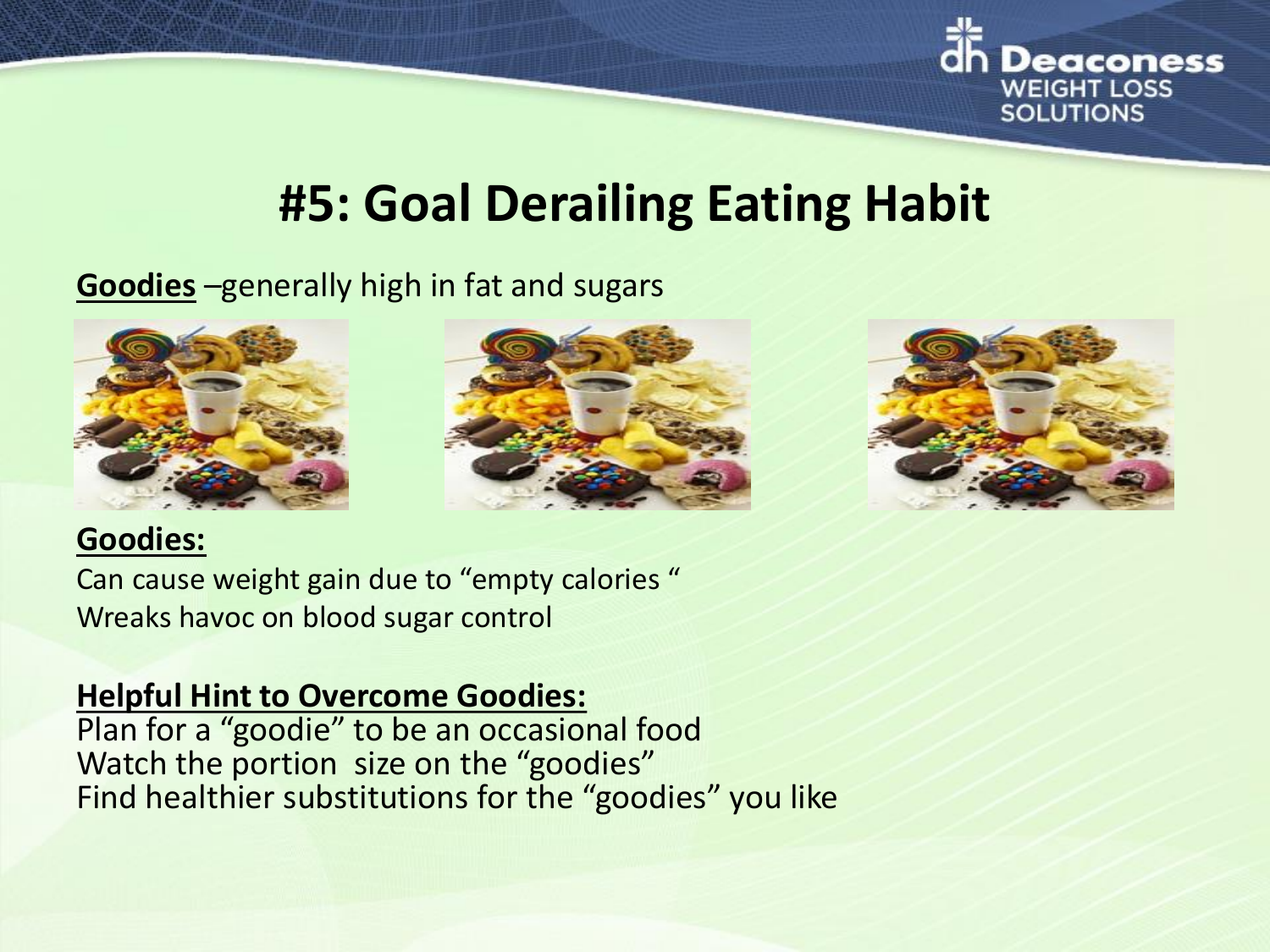# #5: Goal Derailing Eating Habit

**Goodies** –generally high in fat and sugars

**Goodies:**

Can cause weight gain due to "empty calories "
Wreaks havoc on blood sugar control

**Helpful Hint to Overcome Goodies:**

Plan for a "goodie" to be an occasional food
Watch the portion size on the "goodies"
Find healthier substitutions for the "goodies" you like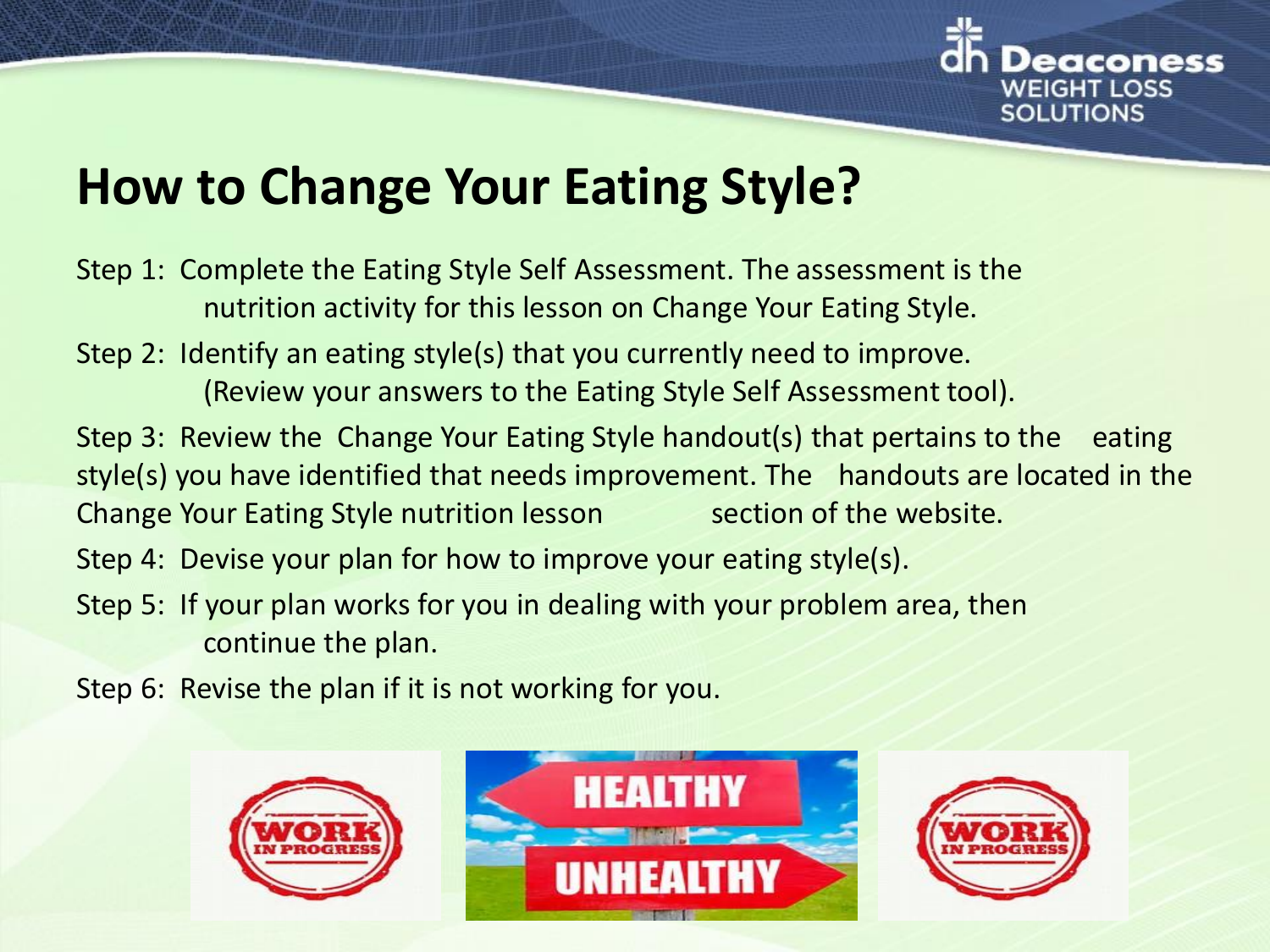# How to Change Your Eating Style?

Step 1: Complete the Eating Style Self Assessment. The assessment is the nutrition activity for this lesson on Change Your Eating Style.

Step 2: Identify an eating style(s) that you currently need to improve. (Review your answers to the Eating Style Self Assessment tool).

Step 3: Review the Change Your Eating Style handout(s) that pertains to the eating style(s) you have identified that needs improvement. The handouts are located in the Change Your Eating Style nutrition lesson section of the website.

Step 4: Devise your plan for how to improve your eating style(s).

Step 5: If your plan works for you in dealing with your problem area, then continue the plan.

Step 6: Revise the plan if it is not working for you.